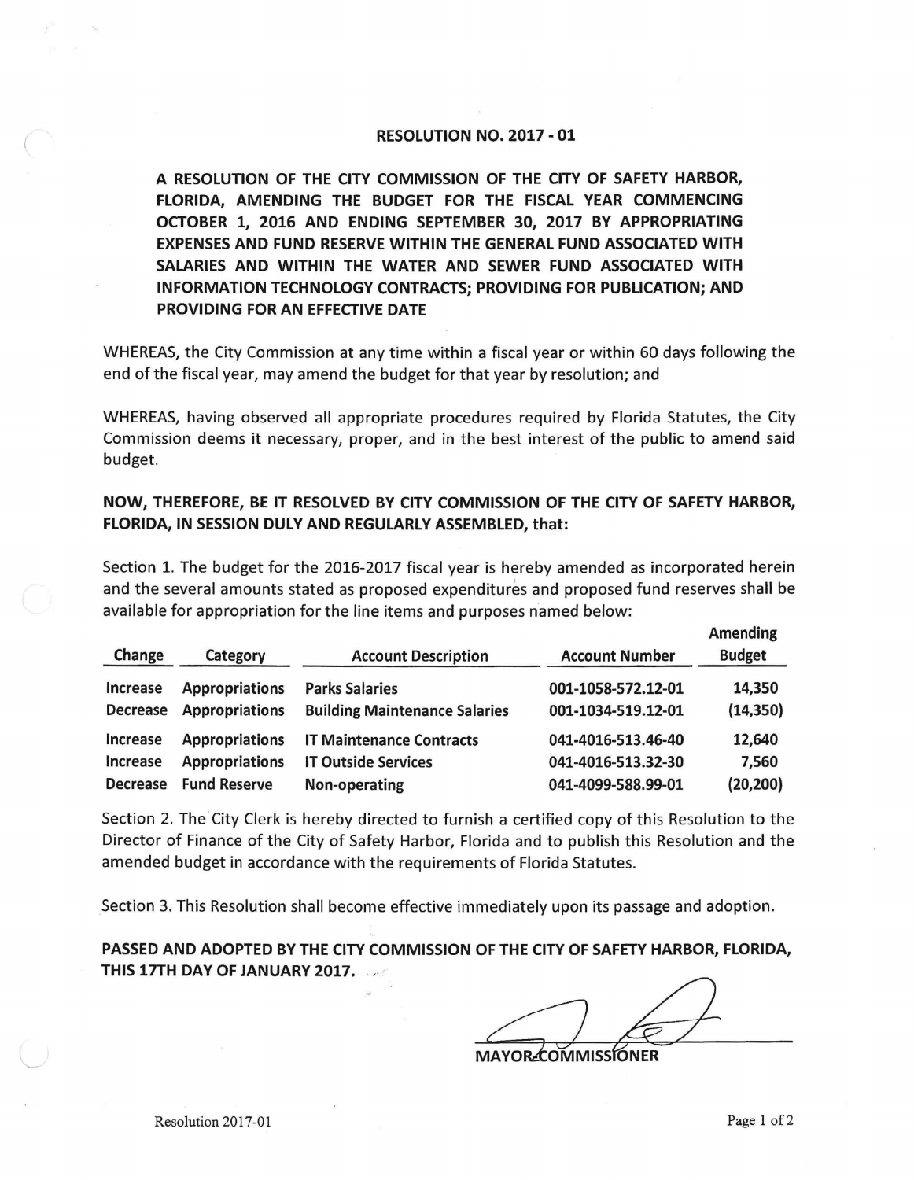# RESOLUTION NO. 2017 - 01

**A RESOLUTION OF THE CITY COMMISSION OF THE CITY OF SAFETY HARBOR, FLORIDA, AMENDING THE BUDGET FOR THE FISCAL YEAR COMMENCING OCTOBER 1, 2016 AND ENDING SEPTEMBER 30, 2017 BY APPROPRIATING EXPENSES AND FUND RESERVE WITHIN THE GENERAL FUND ASSOCIATED WITH SALARIES AND WITHIN THE WATER AND SEWER FUND ASSOCIATED WITH INFORMATION TECHNOLOGY CONTRACTS; PROVIDING FOR PUBLICATION; AND PROVIDING FOR AN EFFECTIVE DATE**

WHEREAS, the City Commission at any time within a fiscal year or within 60 days following the end of the fiscal year, may amend the budget for that year by resolution; and

WHEREAS, having observed all appropriate procedures required by Florida Statutes, the City Commission deems it necessary, proper, and in the best interest of the public to amend said budget.

**NOW, THEREFORE, BE IT RESOLVED BY CITY COMMISSION OF THE CITY OF SAFETY HARBOR, FLORIDA, IN SESSION DULY AND REGULARLY ASSEMBLED, that:**

Section 1. The budget for the 2016-2017 fiscal year is hereby amended as incorporated herein and the several amounts stated as proposed expenditures and proposed fund reserves shall be available for appropriation for the line items and purposes named below:

| Change | Category | Account Description | Account Number | Amending Budget |
|---|---|---|---|---|
| Increase | Appropriations | Parks Salaries | 001-1058-572.12-01 | 14,350 |
| Decrease | Appropriations | Building Maintenance Salaries | 001-1034-519.12-01 | (14,350) |
| Increase | Appropriations | IT Maintenance Contracts | 041-4016-513.46-40 | 12,640 |
| Increase | Appropriations | IT Outside Services | 041-4016-513.32-30 | 7,560 |
| Decrease | Fund Reserve | Non-operating | 041-4099-588.99-01 | (20,200) |

Section 2. The City Clerk is hereby directed to furnish a certified copy of this Resolution to the Director of Finance of the City of Safety Harbor, Florida and to publish this Resolution and the amended budget in accordance with the requirements of Florida Statutes.

Section 3. This Resolution shall become effective immediately upon its passage and adoption.

**PASSED AND ADOPTED BY THE CITY COMMISSION OF THE CITY OF SAFETY HARBOR, FLORIDA, THIS 17TH DAY OF JANUARY 2017.**

MAYOR-COMMISSIONER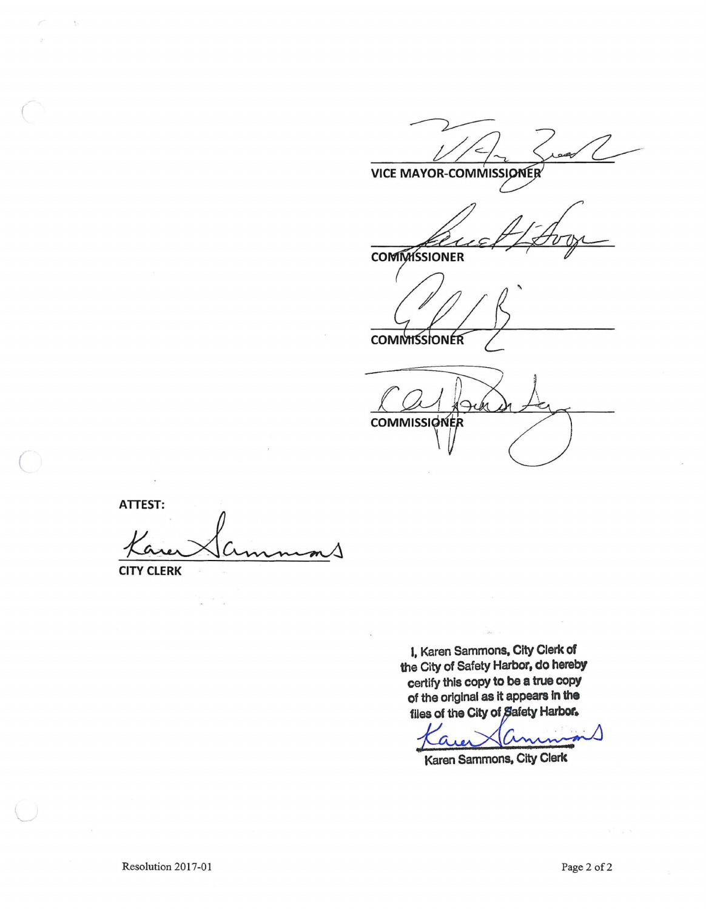VICE MAYOR-COMMISSIONER

COMMISSIONER

COMMISSIONER

COMMISSIONER

ATTEST:

CITY CLERK

I, Karen Sammons, City Clerk of the City of Safety Harbor, do hereby certify this copy to be a true copy of the original as it appears in the files of the City of Safety Harbor.

Karen Sammons, City Clerk

Resolution 2017-01